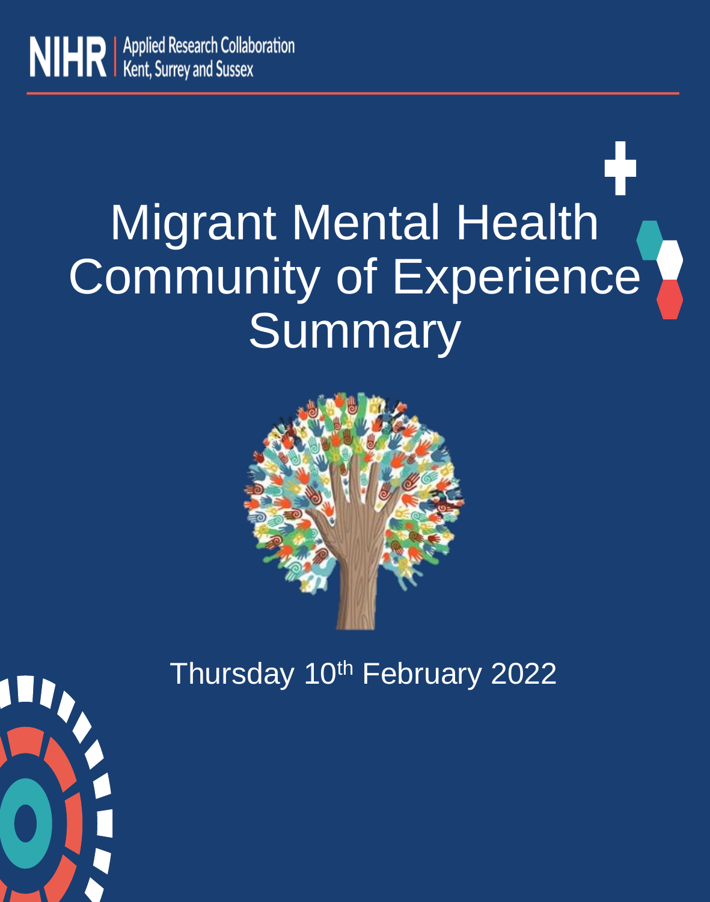NIHR | Applied Research Collaboration Kent, Surrey and Sussex

# Migrant Mental Health Community of Experience Summary

Thursday 10th February 2022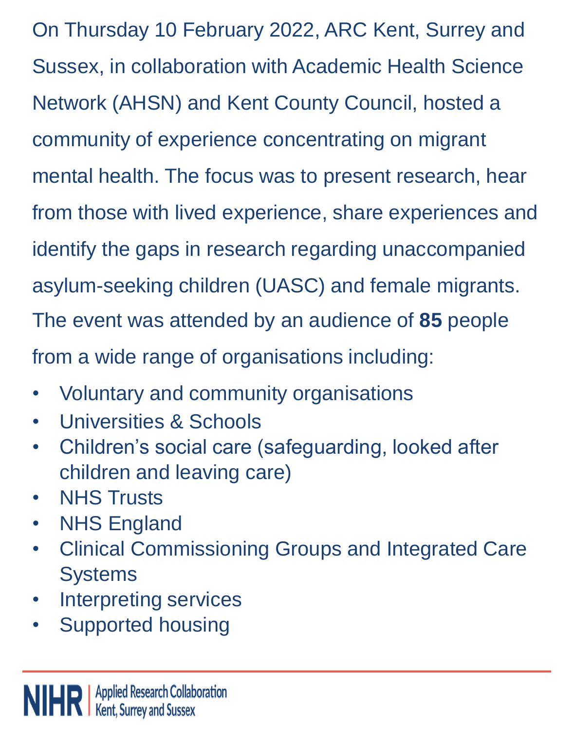On Thursday 10 February 2022, ARC Kent, Surrey and Sussex, in collaboration with Academic Health Science Network (AHSN) and Kent County Council, hosted a community of experience concentrating on migrant mental health. The focus was to present research, hear from those with lived experience, share experiences and identify the gaps in research regarding unaccompanied asylum-seeking children (UASC) and female migrants. The event was attended by an audience of **85** people from a wide range of organisations including:

- Voluntary and community organisations
- Universities & Schools
- Children's social care (safeguarding, looked after children and leaving care)
- NHS Trusts
- NHS England
- Clinical Commissioning Groups and Integrated Care Systems
- Interpreting services
- Supported housing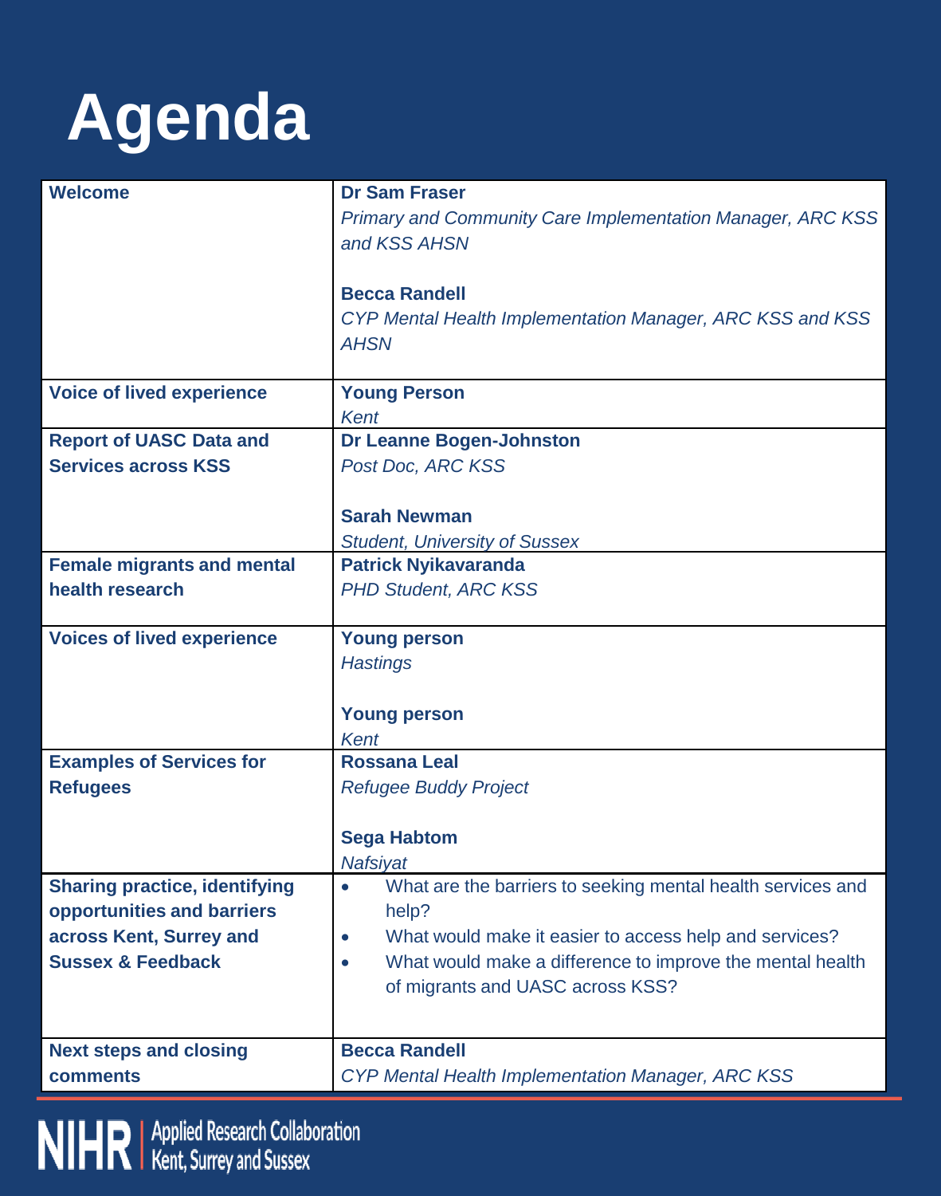# Agenda

| | |
|---|---|
| **Welcome** | **Dr Sam Fraser**<br>*Primary and Community Care Implementation Manager, ARC KSS and KSS AHSN*<br><br>**Becca Randell**<br>*CYP Mental Health Implementation Manager, ARC KSS and KSS AHSN* |
| **Voice of lived experience** | **Young Person**<br>*Kent* |
| **Report of UASC Data and Services across KSS** | **Dr Leanne Bogen-Johnston**<br>*Post Doc, ARC KSS*<br><br>**Sarah Newman**<br>*Student, University of Sussex* |
| **Female migrants and mental health research** | **Patrick Nyikavaranda**<br>*PHD Student, ARC KSS* |
| **Voices of lived experience** | **Young person**<br>*Hastings*<br><br>**Young person**<br>*Kent* |
| **Examples of Services for Refugees** | **Rossana Leal**<br>*Refugee Buddy Project*<br><br>**Sega Habtom**<br>*Nafsiyat* |
| **Sharing practice, identifying opportunities and barriers across Kent, Surrey and Sussex & Feedback** | • What are the barriers to seeking mental health services and help?<br>• What would make it easier to access help and services?<br>• What would make a difference to improve the mental health of migrants and UASC across KSS? |
| **Next steps and closing comments** | **Becca Randell**<br>*CYP Mental Health Implementation Manager, ARC KSS* |

NIHR | Applied Research Collaboration Kent, Surrey and Sussex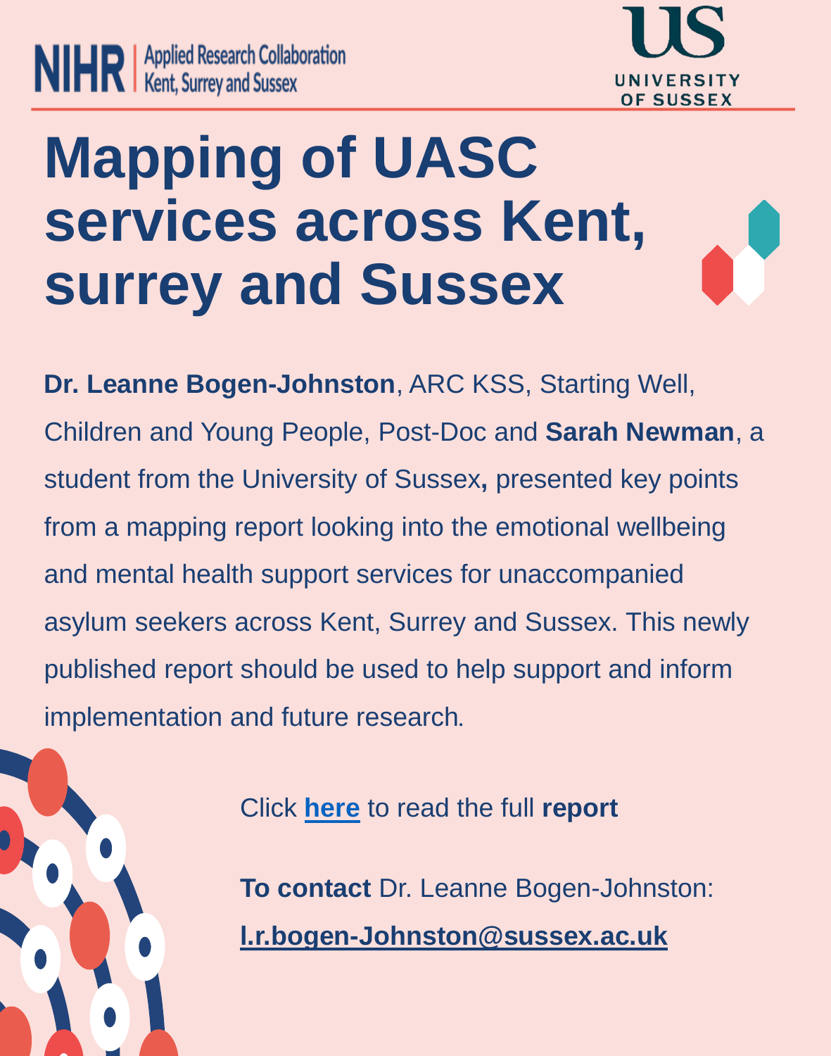# Mapping of UASC services across Kent, surrey and Sussex

**Dr. Leanne Bogen-Johnston**, ARC KSS, Starting Well, Children and Young People, Post-Doc and **Sarah Newman**, a student from the University of Sussex**,** presented key points from a mapping report looking into the emotional wellbeing and mental health support services for unaccompanied asylum seekers across Kent, Surrey and Sussex. This newly published report should be used to help support and inform implementation and future research.

Click **here** to read the full **report**

**To contact** Dr. Leanne Bogen-Johnston: **l.r.bogen-Johnston@sussex.ac.uk**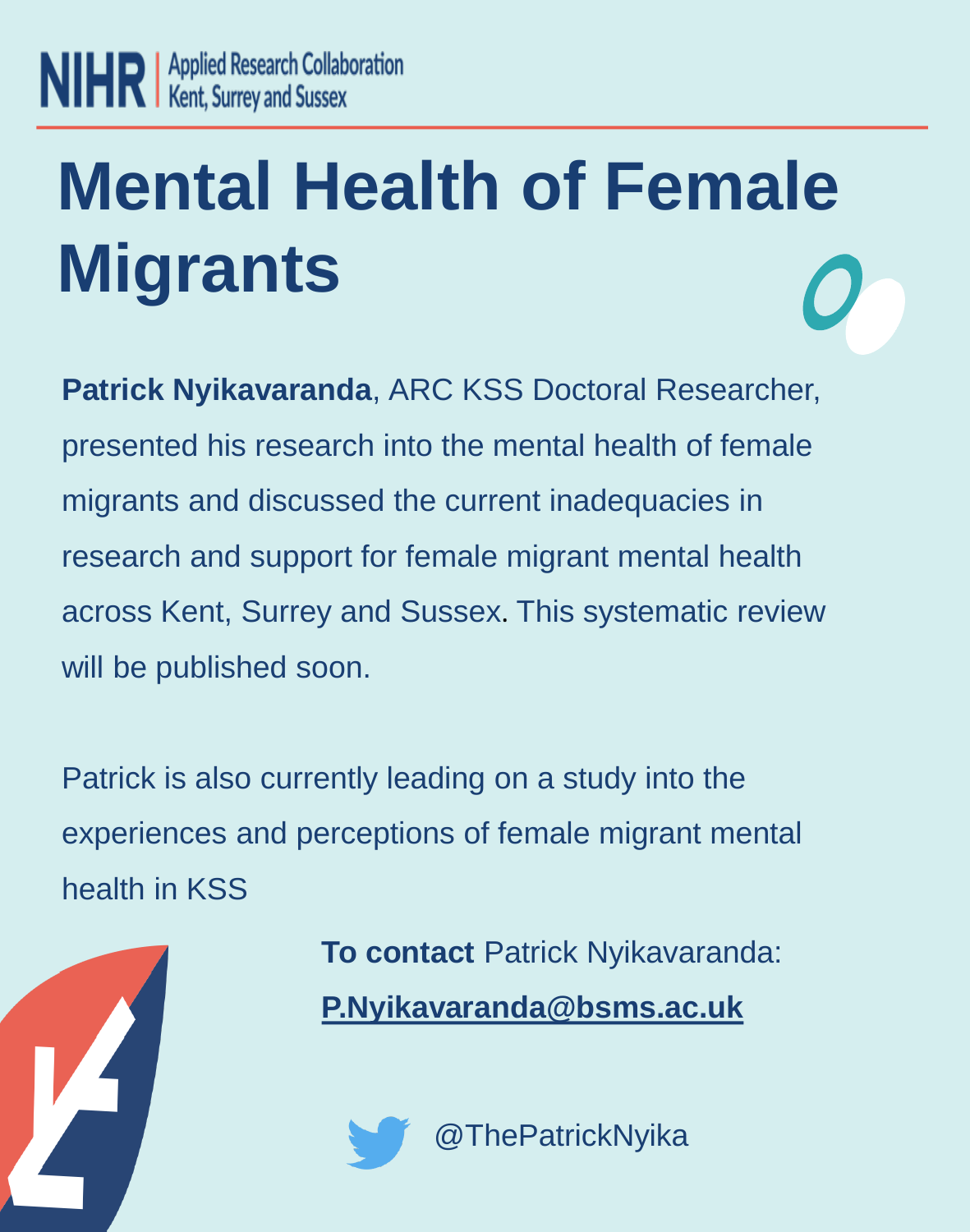NIHR | Applied Research Collaboration Kent, Surrey and Sussex

# Mental Health of Female Migrants

**Patrick Nyikavaranda**, ARC KSS Doctoral Researcher, presented his research into the mental health of female migrants and discussed the current inadequacies in research and support for female migrant mental health across Kent, Surrey and Sussex. This systematic review will be published soon.

Patrick is also currently leading on a study into the experiences and perceptions of female migrant mental health in KSS

**To contact** Patrick Nyikavaranda:

**P.Nyikavaranda@bsms.ac.uk**

@ThePatrickNyika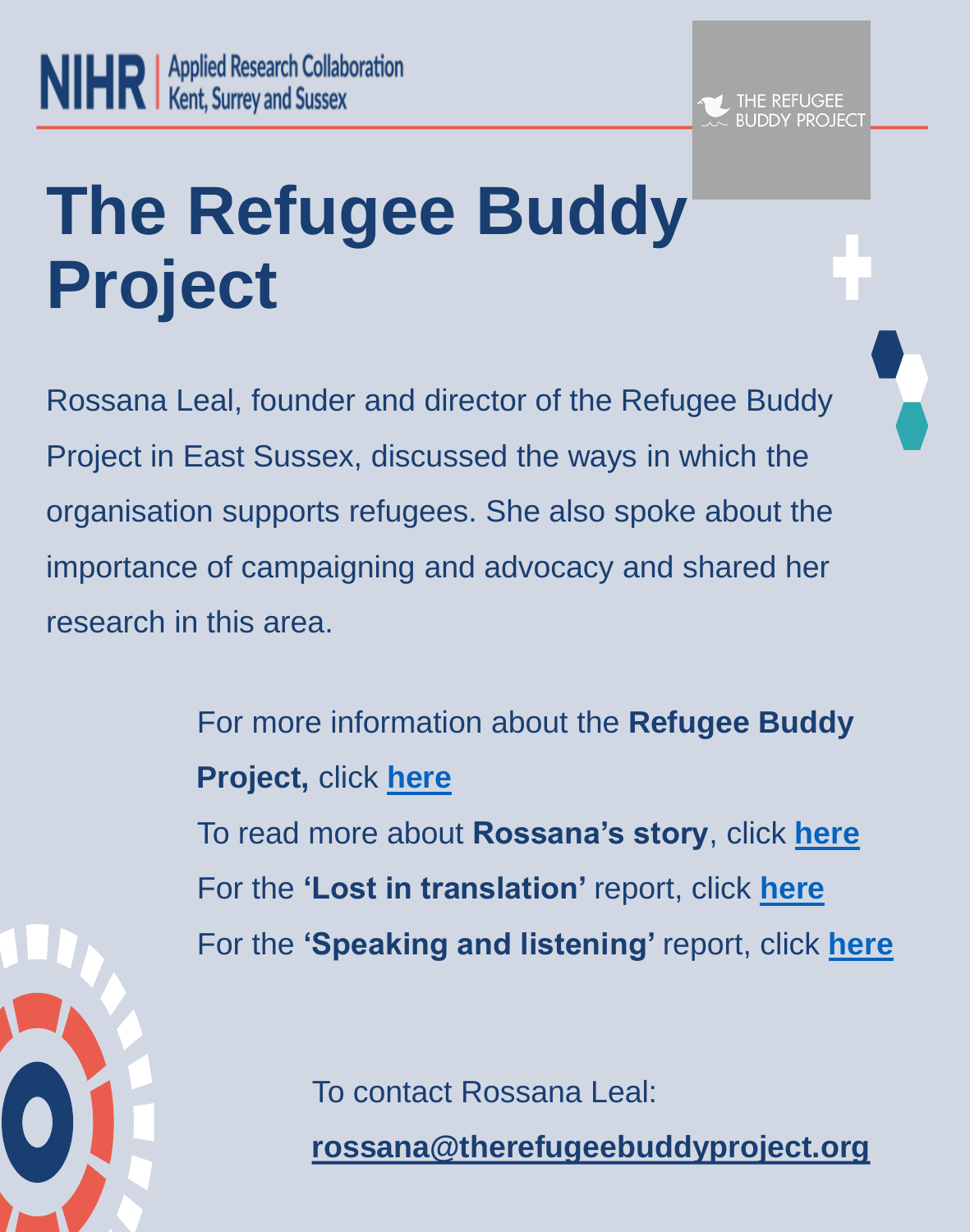# The Refugee Buddy Project

Rossana Leal, founder and director of the Refugee Buddy Project in East Sussex, discussed the ways in which the organisation supports refugees. She also spoke about the importance of campaigning and advocacy and shared her research in this area.

For more information about the **Refugee Buddy Project,** click **here**

To read more about **Rossana's story**, click **here**

For the **'Lost in translation'** report, click **here**

For the **'Speaking and listening'** report, click **here**

To contact Rossana Leal:

**rossana@therefugeebuddyproject.org**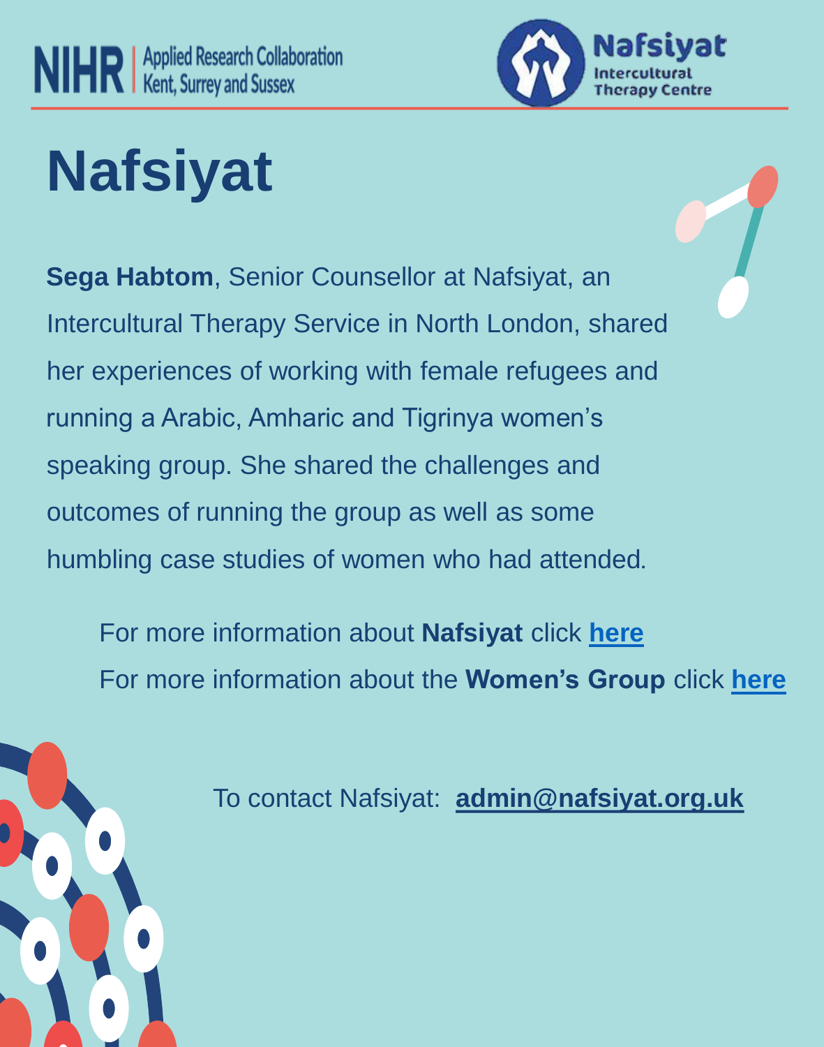# Nafsiyat

**Sega Habtom**, Senior Counsellor at Nafsiyat, an Intercultural Therapy Service in North London, shared her experiences of working with female refugees and running a Arabic, Amharic and Tigrinya women's speaking group. She shared the challenges and outcomes of running the group as well as some humbling case studies of women who had attended.

For more information about **Nafsiyat** click **here**

For more information about the **Women's Group** click **here**

To contact Nafsiyat: **admin@nafsiyat.org.uk**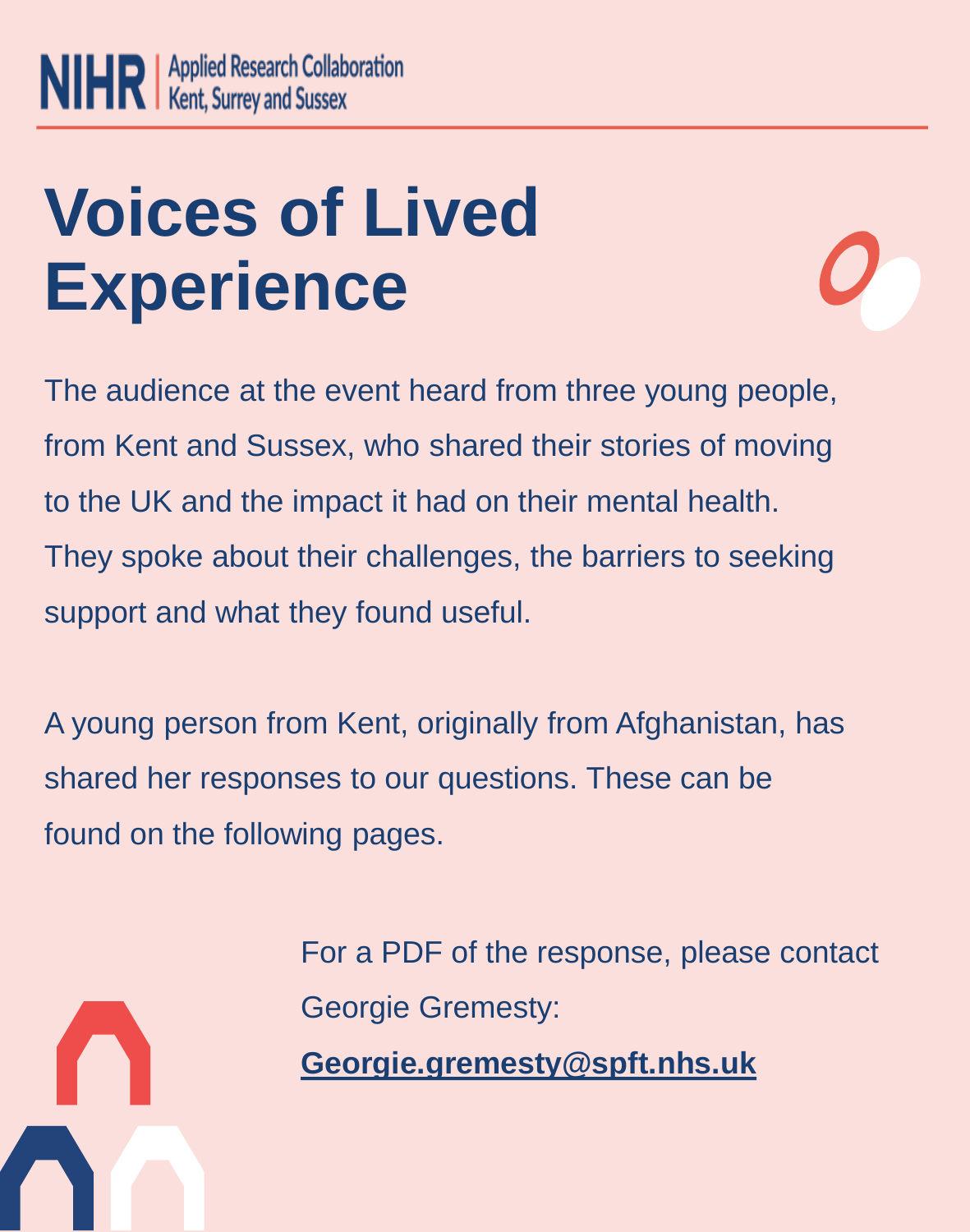# Voices of Lived Experience

The audience at the event heard from three young people, from Kent and Sussex, who shared their stories of moving to the UK and the impact it had on their mental health. They spoke about their challenges, the barriers to seeking support and what they found useful.

A young person from Kent, originally from Afghanistan, has shared her responses to our questions. These can be found on the following pages.

For a PDF of the response, please contact Georgie Gremesty: **Georgie.gremesty@spft.nhs.uk**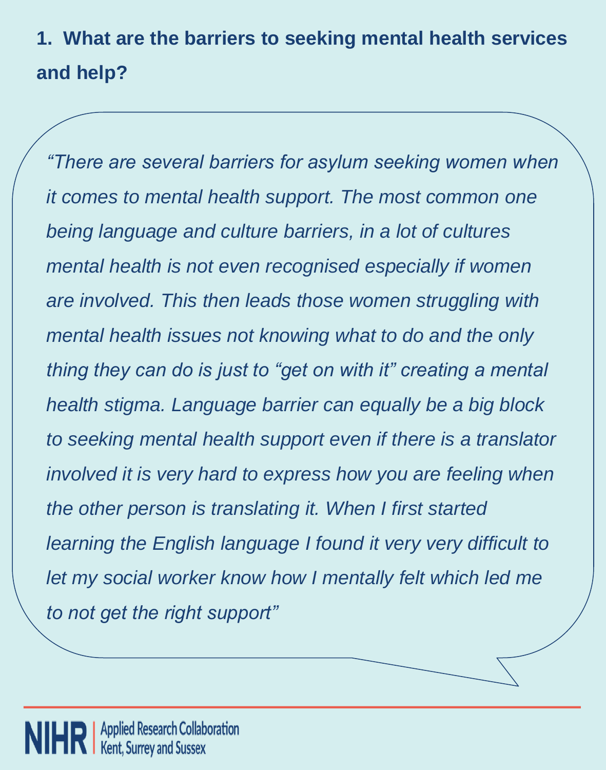**1. What are the barriers to seeking mental health services and help?**

*“There are several barriers for asylum seeking women when it comes to mental health support. The most common one being language and culture barriers, in a lot of cultures mental health is not even recognised especially if women are involved. This then leads those women struggling with mental health issues not knowing what to do and the only thing they can do is just to “get on with it” creating a mental health stigma. Language barrier can equally be a big block to seeking mental health support even if there is a translator involved it is very hard to express how you are feeling when the other person is translating it. When I first started learning the English language I found it very very difficult to let my social worker know how I mentally felt which led me to not get the right support”*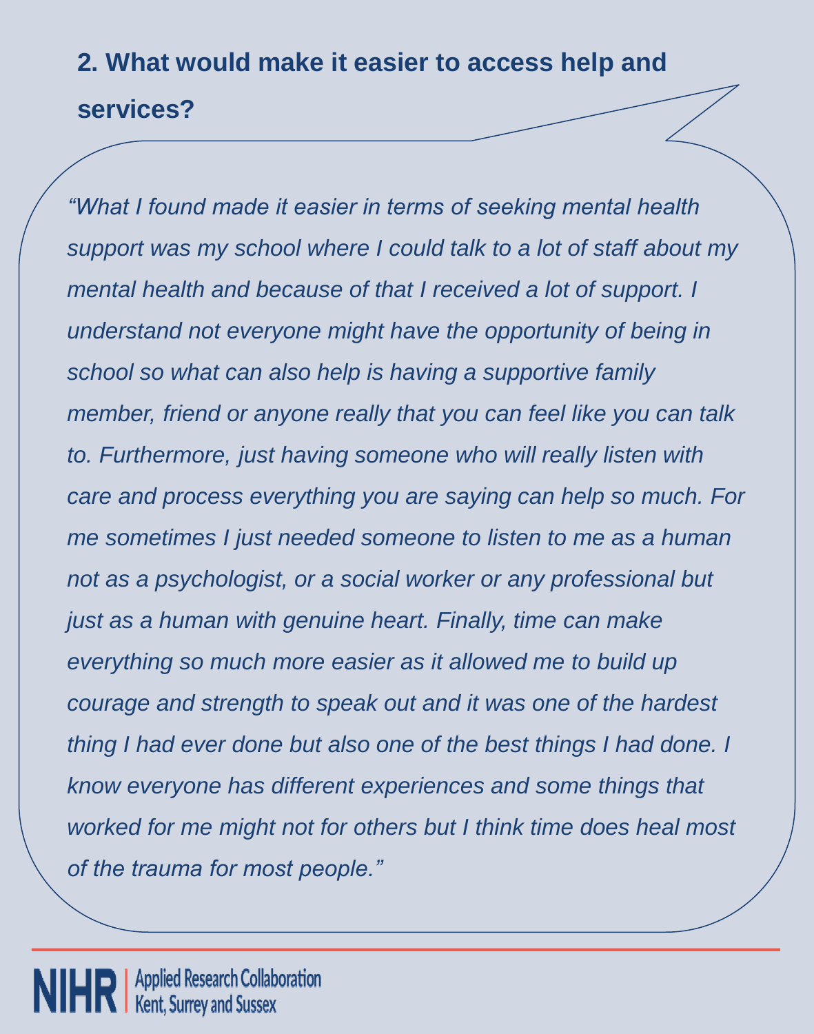## 2. What would make it easier to access help and services?

*“What I found made it easier in terms of seeking mental health support was my school where I could talk to a lot of staff about my mental health and because of that I received a lot of support. I understand not everyone might have the opportunity of being in school so what can also help is having a supportive family member, friend or anyone really that you can feel like you can talk to. Furthermore, just having someone who will really listen with care and process everything you are saying can help so much. For me sometimes I just needed someone to listen to me as a human not as a psychologist, or a social worker or any professional but just as a human with genuine heart. Finally, time can make everything so much more easier as it allowed me to build up courage and strength to speak out and it was one of the hardest thing I had ever done but also one of the best things I had done. I know everyone has different experiences and some things that worked for me might not for others but I think time does heal most of the trauma for most people.”*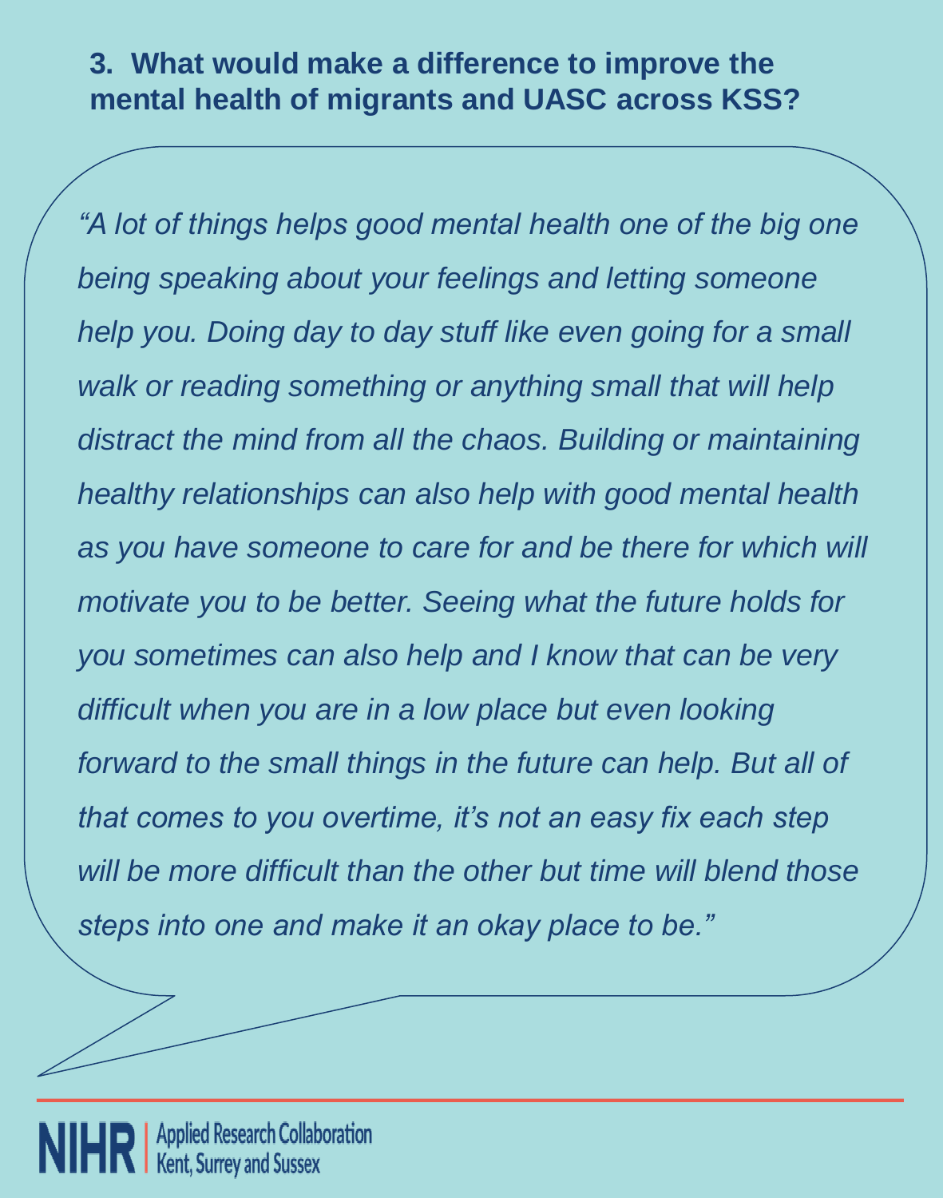### 3. What would make a difference to improve the mental health of migrants and UASC across KSS?

*"A lot of things helps good mental health one of the big one being speaking about your feelings and letting someone help you. Doing day to day stuff like even going for a small walk or reading something or anything small that will help distract the mind from all the chaos. Building or maintaining healthy relationships can also help with good mental health as you have someone to care for and be there for which will motivate you to be better. Seeing what the future holds for you sometimes can also help and I know that can be very difficult when you are in a low place but even looking forward to the small things in the future can help. But all of that comes to you overtime, it's not an easy fix each step will be more difficult than the other but time will blend those steps into one and make it an okay place to be."*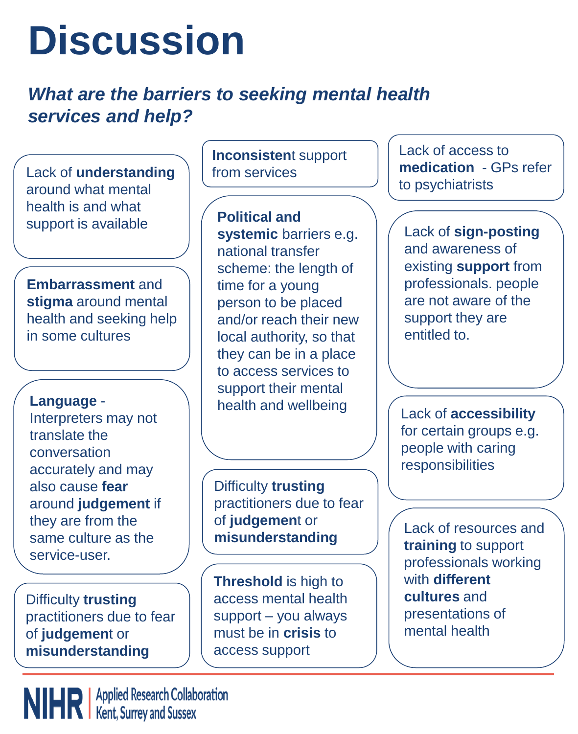# Discussion

***What are the barriers to seeking mental health services and help?***

Lack of **understanding** around what mental health is and what support is available

**Embarrassment** and **stigma** around mental health and seeking help in some cultures

**Language** - Interpreters may not translate the conversation accurately and may also cause **fear** around **judgement** if they are from the same culture as the service-user.

Difficulty **trusting** practitioners due to fear of **judgemen**t or **misunderstanding**

**Inconsisten**t support from services

**Political and systemic** barriers e.g. national transfer scheme: the length of time for a young person to be placed and/or reach their new local authority, so that they can be in a place to access services to support their mental health and wellbeing

Difficulty **trusting** practitioners due to fear of **judgemen**t or **misunderstanding**

**Threshold** is high to access mental health support – you always must be in **crisis** to access support

Lack of access to **medication** - GPs refer to psychiatrists

Lack of **sign-posting** and awareness of existing **support** from professionals. people are not aware of the support they are entitled to.

Lack of **accessibility** for certain groups e.g. people with caring responsibilities

Lack of resources and **training** to support professionals working with **different cultures** and presentations of mental health

NIHR | Applied Research Collaboration Kent, Surrey and Sussex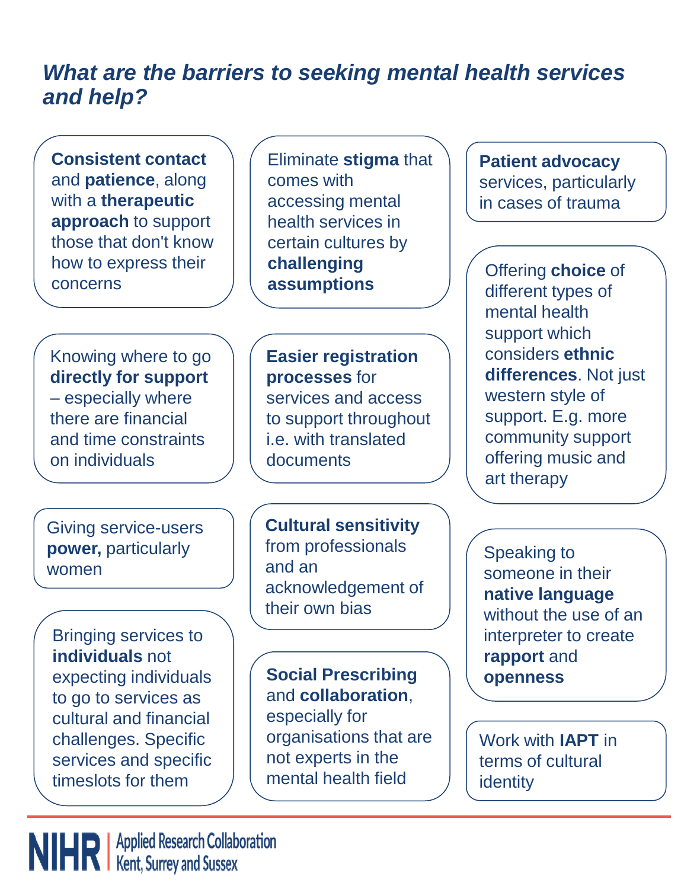# *What are the barriers to seeking mental health services and help?*

**Consistent contact** and **patience**, along with a **therapeutic approach** to support those that don't know how to express their concerns

Eliminate **stigma** that comes with accessing mental health services in certain cultures by **challenging assumptions**

**Patient advocacy** services, particularly in cases of trauma

Offering **choice** of different types of mental health support which considers **ethnic differences**. Not just western style of support. E.g. more community support offering music and art therapy

Knowing where to go **directly for support** – especially where there are financial and time constraints on individuals

**Easier registration processes** for services and access to support throughout i.e. with translated documents

Giving service-users **power,** particularly women

**Cultural sensitivity** from professionals and an acknowledgement of their own bias

Speaking to someone in their **native language** without the use of an interpreter to create **rapport** and **openness**

Bringing services to **individuals** not expecting individuals to go to services as cultural and financial challenges. Specific services and specific timeslots for them

**Social Prescribing** and **collaboration**, especially for organisations that are not experts in the mental health field

Work with **IAPT** in terms of cultural identity

NIHR | Applied Research Collaboration Kent, Surrey and Sussex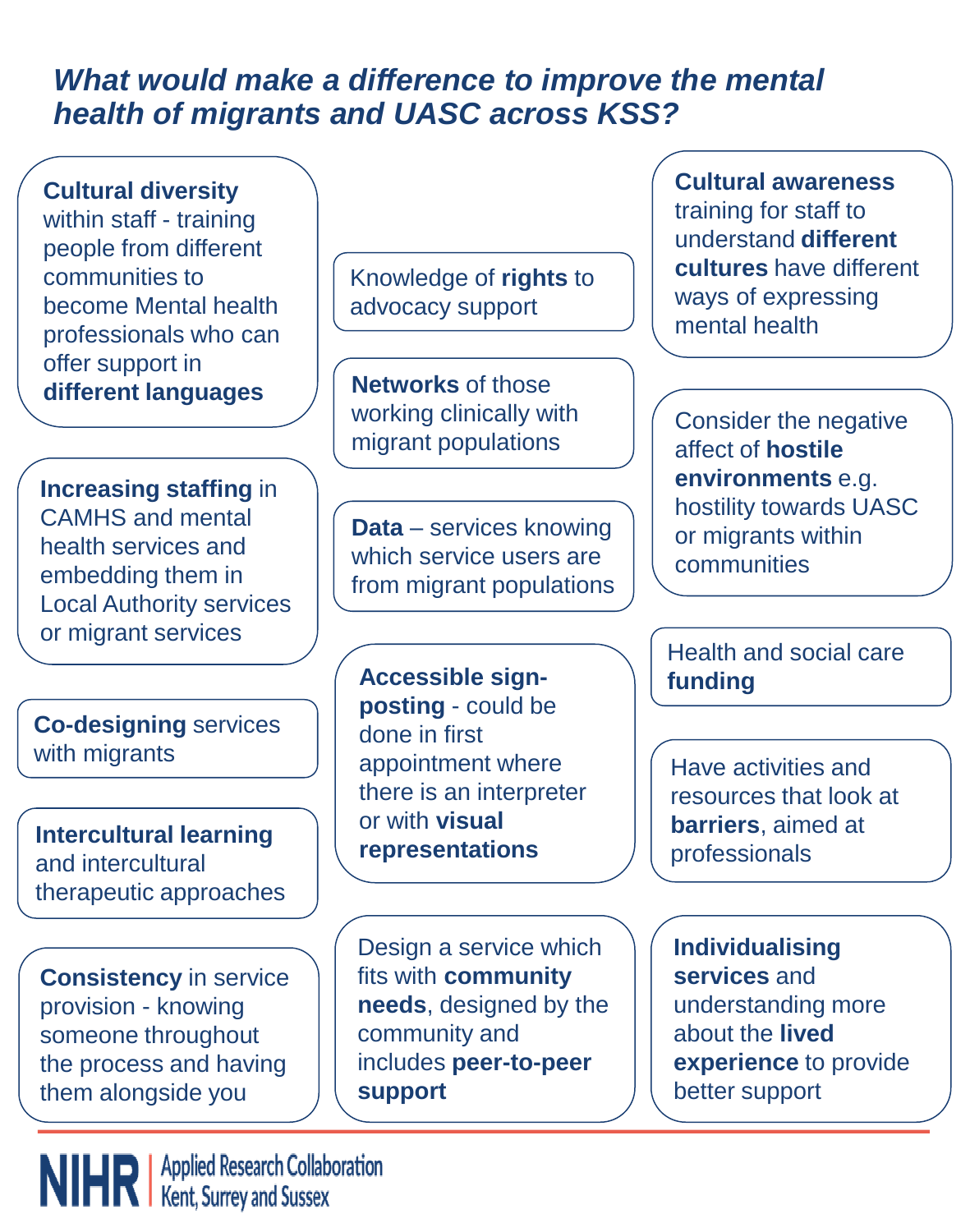## *What would make a difference to improve the mental health of migrants and UASC across KSS?*

**Cultural diversity** within staff - training people from different communities to become Mental health professionals who can offer support in **different languages**

**Increasing staffing** in CAMHS and mental health services and embedding them in Local Authority services or migrant services

**Co-designing** services with migrants

**Intercultural learning** and intercultural therapeutic approaches

**Consistency** in service provision - knowing someone throughout the process and having them alongside you

Knowledge of **rights** to advocacy support

**Networks** of those working clinically with migrant populations

**Data** – services knowing which service users are from migrant populations

**Accessible sign-posting** - could be done in first appointment where there is an interpreter or with **visual representations**

Design a service which fits with **community needs**, designed by the community and includes **peer-to-peer support**

**Cultural awareness** training for staff to understand **different cultures** have different ways of expressing mental health

Consider the negative affect of **hostile environments** e.g. hostility towards UASC or migrants within communities

Health and social care **funding**

Have activities and resources that look at **barriers**, aimed at professionals

**Individualising services** and understanding more about the **lived experience** to provide better support

NIHR | Applied Research Collaboration Kent, Surrey and Sussex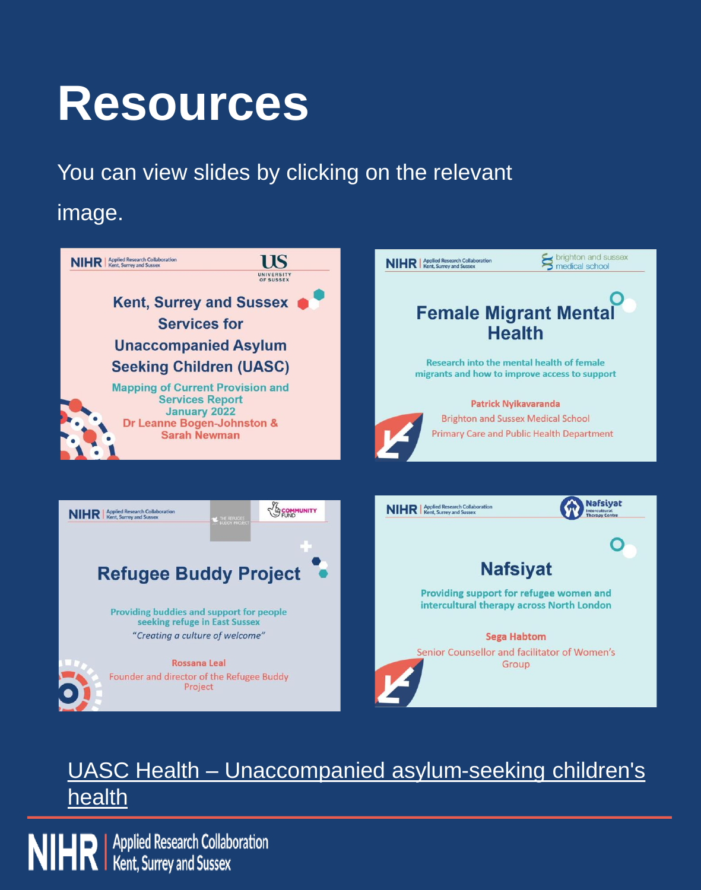# Resources

You can view slides by clicking on the relevant image.

NIHR | Applied Research Collaboration Kent, Surrey and Sussex

UNIVERSITY OF SUSSEX

**Kent, Surrey and Sussex Services for Unaccompanied Asylum Seeking Children (UASC)**

Mapping of Current Provision and Services Report
January 2022
Dr Leanne Bogen-Johnston & Sarah Newman

NIHR | Applied Research Collaboration Kent, Surrey and Sussex

brighton and sussex medical school

**Female Migrant Mental Health**

Research into the mental health of female migrants and how to improve access to support

Patrick Nyikavaranda
Brighton and Sussex Medical School
Primary Care and Public Health Department

NIHR | Applied Research Collaboration Kent, Surrey and Sussex

THE REFUGEE BUDDY PROJECT

COMMUNITY FUND

**Refugee Buddy Project**

Providing buddies and support for people seeking refuge in East Sussex

*"Creating a culture of welcome"*

Rossana Leal
Founder and director of the Refugee Buddy Project

NIHR | Applied Research Collaboration Kent, Surrey and Sussex

Nafsiyat Intercultural Therapy Centre

**Nafsiyat**

Providing support for refugee women and intercultural therapy across North London

Sega Habtom
Senior Counsellor and facilitator of Women's Group

[UASC Health – Unaccompanied asylum-seeking children's health]()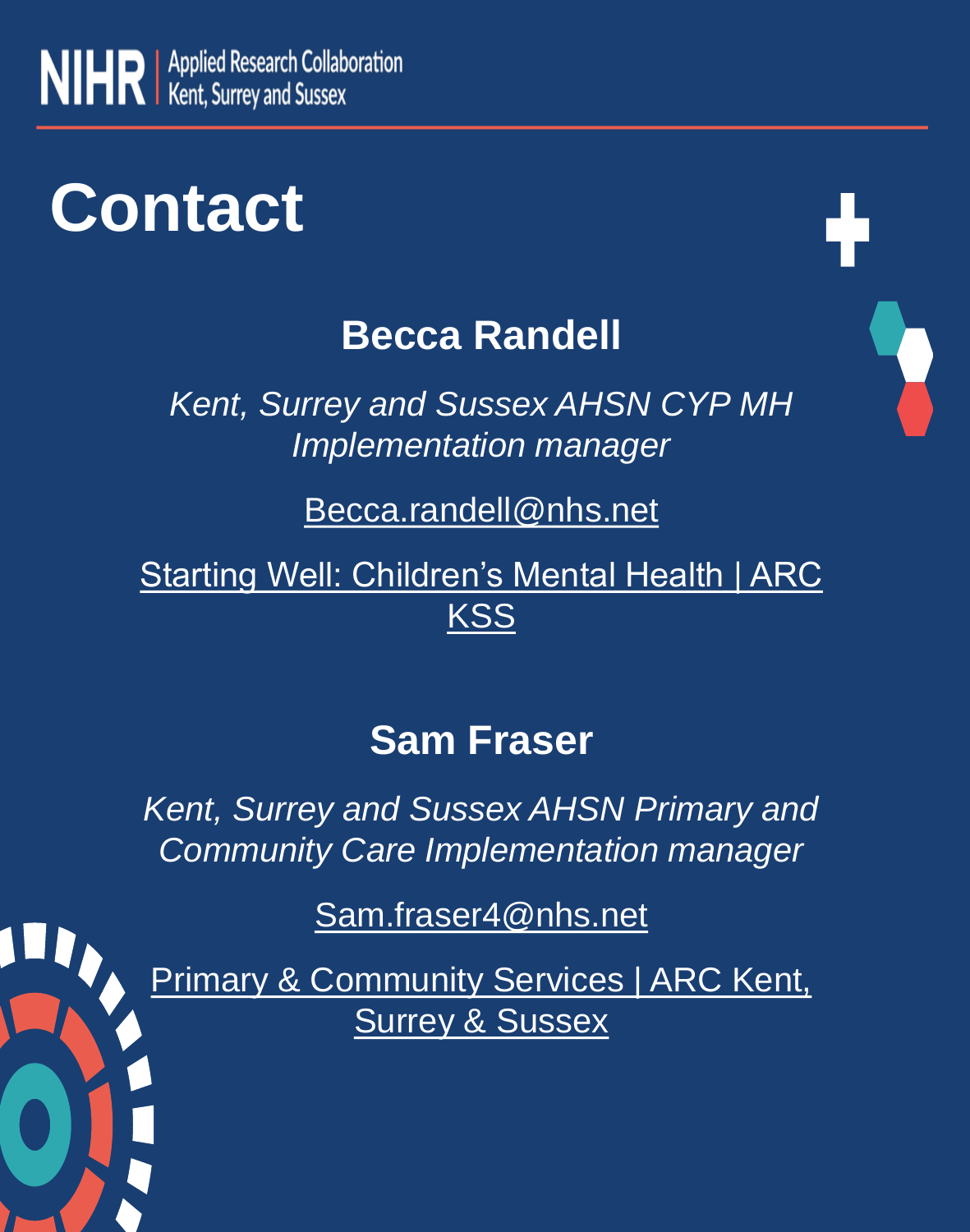# Contact

## Becca Randell

*Kent, Surrey and Sussex AHSN CYP MH Implementation manager*

Becca.randell@nhs.net

Starting Well: Children's Mental Health | ARC KSS

## Sam Fraser

*Kent, Surrey and Sussex AHSN Primary and Community Care Implementation manager*

Sam.fraser4@nhs.net

Primary & Community Services | ARC Kent, Surrey & Sussex